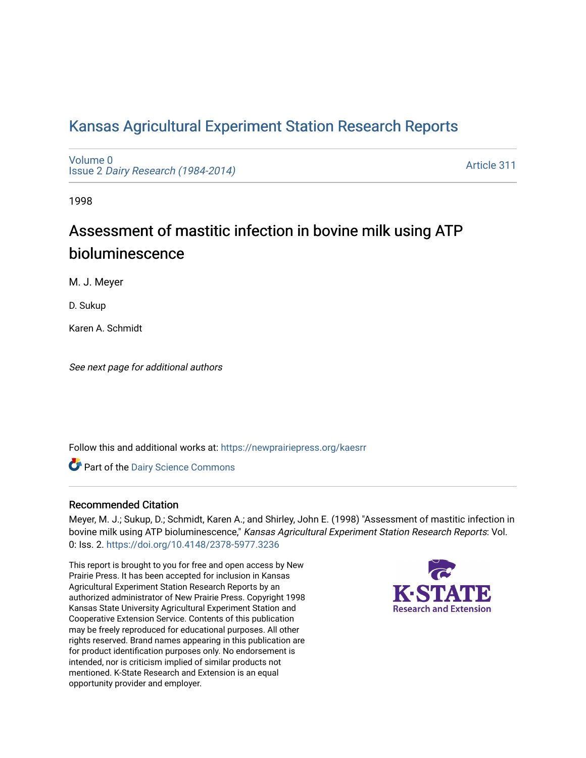# Kansas Agricultural Experiment Station Research Reports

Volume 0
Issue 2 *Dairy Research (1984-2014)*

Article 311

1998

## Assessment of mastitic infection in bovine milk using ATP bioluminescence

M. J. Meyer

D. Sukup

Karen A. Schmidt

*See next page for additional authors*

Follow this and additional works at: https://newprairiepress.org/kaesrr

Part of the Dairy Science Commons

### Recommended Citation

Meyer, M. J.; Sukup, D.; Schmidt, Karen A.; and Shirley, John E. (1998) "Assessment of mastitic infection in bovine milk using ATP bioluminescence," *Kansas Agricultural Experiment Station Research Reports*: Vol. 0: Iss. 2. https://doi.org/10.4148/2378-5977.3236

This report is brought to you for free and open access by New Prairie Press. It has been accepted for inclusion in Kansas Agricultural Experiment Station Research Reports by an authorized administrator of New Prairie Press. Copyright 1998 Kansas State University Agricultural Experiment Station and Cooperative Extension Service. Contents of this publication may be freely reproduced for educational purposes. All other rights reserved. Brand names appearing in this publication are for product identification purposes only. No endorsement is intended, nor is criticism implied of similar products not mentioned. K-State Research and Extension is an equal opportunity provider and employer.

K-STATE Research and Extension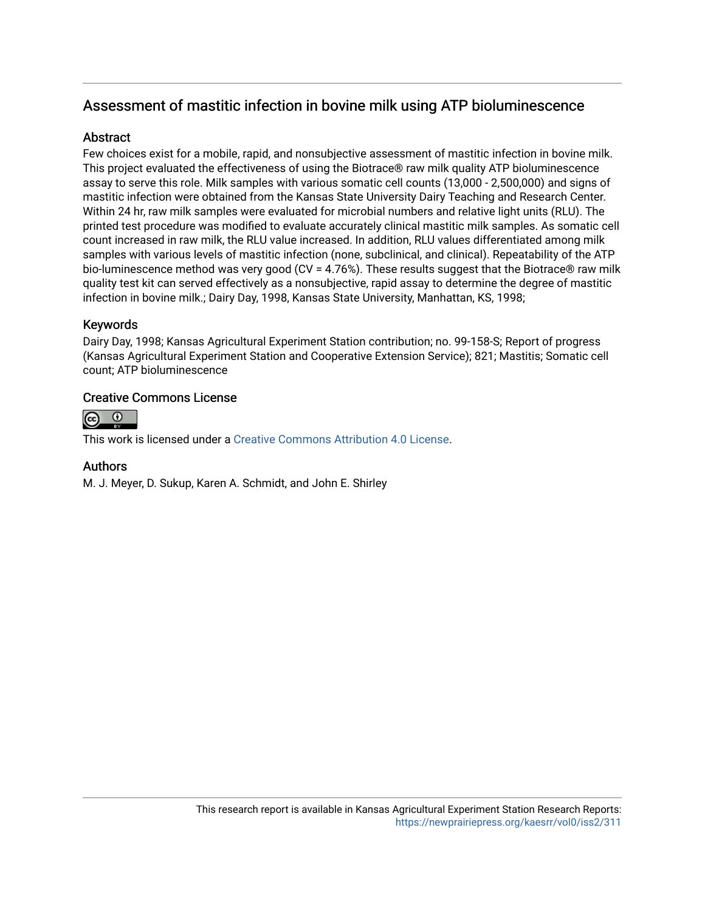## Assessment of mastitic infection in bovine milk using ATP bioluminescence

### Abstract

Few choices exist for a mobile, rapid, and nonsubjective assessment of mastitic infection in bovine milk. This project evaluated the effectiveness of using the Biotrace® raw milk quality ATP bioluminescence assay to serve this role. Milk samples with various somatic cell counts (13,000 - 2,500,000) and signs of mastitic infection were obtained from the Kansas State University Dairy Teaching and Research Center. Within 24 hr, raw milk samples were evaluated for microbial numbers and relative light units (RLU). The printed test procedure was modified to evaluate accurately clinical mastitic milk samples. As somatic cell count increased in raw milk, the RLU value increased. In addition, RLU values differentiated among milk samples with various levels of mastitic infection (none, subclinical, and clinical). Repeatability of the ATP bio-luminescence method was very good (CV = 4.76%). These results suggest that the Biotrace® raw milk quality test kit can served effectively as a nonsubjective, rapid assay to determine the degree of mastitic infection in bovine milk.; Dairy Day, 1998, Kansas State University, Manhattan, KS, 1998;

### Keywords

Dairy Day, 1998; Kansas Agricultural Experiment Station contribution; no. 99-158-S; Report of progress (Kansas Agricultural Experiment Station and Cooperative Extension Service); 821; Mastitis; Somatic cell count; ATP bioluminescence

### Creative Commons License

This work is licensed under a Creative Commons Attribution 4.0 License.

### Authors

M. J. Meyer, D. Sukup, Karen A. Schmidt, and John E. Shirley

This research report is available in Kansas Agricultural Experiment Station Research Reports: https://newprairiepress.org/kaesrr/vol0/iss2/311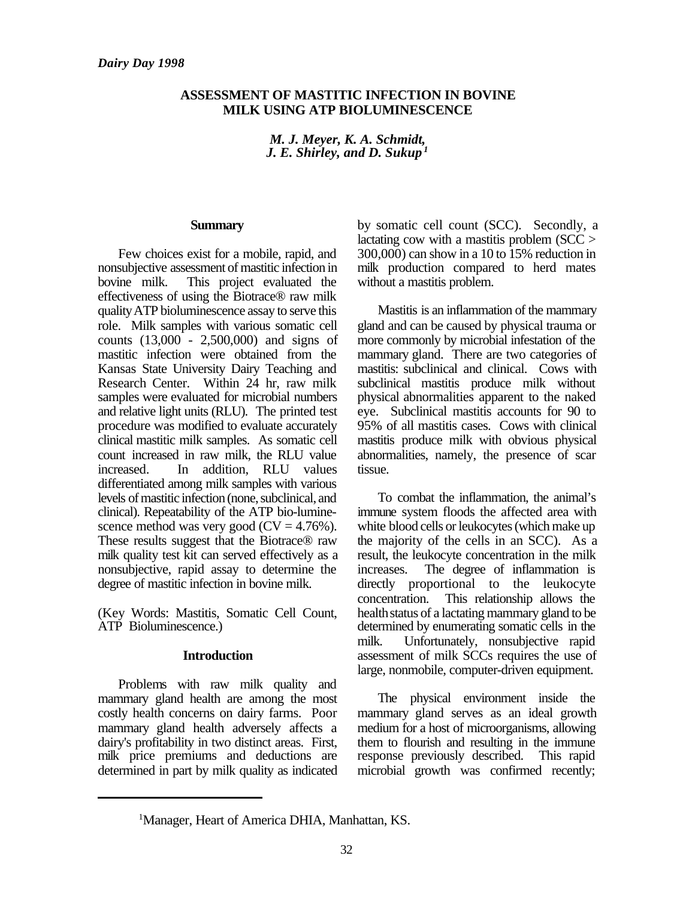*Dairy Day 1998*

# ASSESSMENT OF MASTITIC INFECTION IN BOVINE MILK USING ATP BIOLUMINESCENCE

***M. J. Meyer, K. A. Schmidt, J. E. Shirley, and D. Sukup[1]***

## Summary

Few choices exist for a mobile, rapid, and nonsubjective assessment of mastitic infection in bovine milk. This project evaluated the effectiveness of using the Biotrace® raw milk quality ATP bioluminescence assay to serve this role. Milk samples with various somatic cell counts (13,000 - 2,500,000) and signs of mastitic infection were obtained from the Kansas State University Dairy Teaching and Research Center. Within 24 hr, raw milk samples were evaluated for microbial numbers and relative light units (RLU). The printed test procedure was modified to evaluate accurately clinical mastitic milk samples. As somatic cell count increased in raw milk, the RLU value increased. In addition, RLU values differentiated among milk samples with various levels of mastitic infection (none, subclinical, and clinical). Repeatability of the ATP bio-luminescence method was very good (CV = 4.76%). These results suggest that the Biotrace® raw milk quality test kit can served effectively as a nonsubjective, rapid assay to determine the degree of mastitic infection in bovine milk.

(Key Words: Mastitis, Somatic Cell Count, ATP Bioluminescence.)

## Introduction

Problems with raw milk quality and mammary gland health are among the most costly health concerns on dairy farms. Poor mammary gland health adversely affects a dairy's profitability in two distinct areas. First, milk price premiums and deductions are determined in part by milk quality as indicated by somatic cell count (SCC). Secondly, a lactating cow with a mastitis problem (SCC > 300,000) can show in a 10 to 15% reduction in milk production compared to herd mates without a mastitis problem.

Mastitis is an inflammation of the mammary gland and can be caused by physical trauma or more commonly by microbial infestation of the mammary gland. There are two categories of mastitis: subclinical and clinical. Cows with subclinical mastitis produce milk without physical abnormalities apparent to the naked eye. Subclinical mastitis accounts for 90 to 95% of all mastitis cases. Cows with clinical mastitis produce milk with obvious physical abnormalities, namely, the presence of scar tissue.

To combat the inflammation, the animal's immune system floods the affected area with white blood cells or leukocytes (which make up the majority of the cells in an SCC). As a result, the leukocyte concentration in the milk increases. The degree of inflammation is directly proportional to the leukocyte concentration. This relationship allows the health status of a lactating mammary gland to be determined by enumerating somatic cells in the milk. Unfortunately, nonsubjective rapid assessment of milk SCCs requires the use of large, nonmobile, computer-driven equipment.

The physical environment inside the mammary gland serves as an ideal growth medium for a host of microorganisms, allowing them to flourish and resulting in the immune response previously described. This rapid microbial growth was confirmed recently;

[1]Manager, Heart of America DHIA, Manhattan, KS.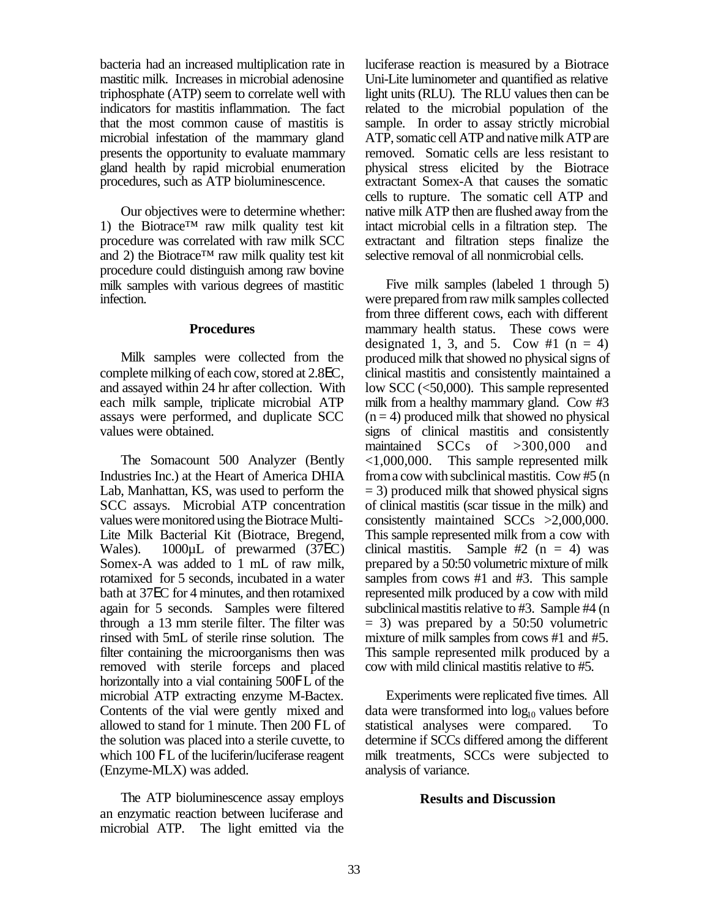bacteria had an increased multiplication rate in mastitic milk. Increases in microbial adenosine triphosphate (ATP) seem to correlate well with indicators for mastitis inflammation. The fact that the most common cause of mastitis is microbial infestation of the mammary gland presents the opportunity to evaluate mammary gland health by rapid microbial enumeration procedures, such as ATP bioluminescence.

Our objectives were to determine whether: 1) the Biotrace™ raw milk quality test kit procedure was correlated with raw milk SCC and 2) the Biotrace™ raw milk quality test kit procedure could distinguish among raw bovine milk samples with various degrees of mastitic infection.

### Procedures

Milk samples were collected from the complete milking of each cow, stored at 2.8EC, and assayed within 24 hr after collection. With each milk sample, triplicate microbial ATP assays were performed, and duplicate SCC values were obtained.

The Somacount 500 Analyzer (Bently Industries Inc.) at the Heart of America DHIA Lab, Manhattan, KS, was used to perform the SCC assays. Microbial ATP concentration values were monitored using the Biotrace Multi-Lite Milk Bacterial Kit (Biotrace, Bregend, Wales). 1000µL of prewarmed (37EC) Somex-A was added to 1 mL of raw milk, rotamixed for 5 seconds, incubated in a water bath at 37EC for 4 minutes, and then rotamixed again for 5 seconds. Samples were filtered through a 13 mm sterile filter. The filter was rinsed with 5mL of sterile rinse solution. The filter containing the microorganisms then was removed with sterile forceps and placed horizontally into a vial containing 500FL of the microbial ATP extracting enzyme M-Bactex. Contents of the vial were gently mixed and allowed to stand for 1 minute. Then 200 FL of the solution was placed into a sterile cuvette, to which 100 FL of the luciferin/luciferase reagent (Enzyme-MLX) was added.

The ATP bioluminescence assay employs an enzymatic reaction between luciferase and microbial ATP. The light emitted via the luciferase reaction is measured by a Biotrace Uni-Lite luminometer and quantified as relative light units (RLU). The RLU values then can be related to the microbial population of the sample. In order to assay strictly microbial ATP, somatic cell ATP and native milk ATP are removed. Somatic cells are less resistant to physical stress elicited by the Biotrace extractant Somex-A that causes the somatic cells to rupture. The somatic cell ATP and native milk ATP then are flushed away from the intact microbial cells in a filtration step. The extractant and filtration steps finalize the selective removal of all nonmicrobial cells.

Five milk samples (labeled 1 through 5) were prepared from raw milk samples collected from three different cows, each with different mammary health status. These cows were designated 1, 3, and 5. Cow #1 (n = 4) produced milk that showed no physical signs of clinical mastitis and consistently maintained a low SCC (<50,000). This sample represented milk from a healthy mammary gland. Cow #3 (n = 4) produced milk that showed no physical signs of clinical mastitis and consistently maintained SCCs of >300,000 and <1,000,000. This sample represented milk from a cow with subclinical mastitis. Cow #5 (n = 3) produced milk that showed physical signs of clinical mastitis (scar tissue in the milk) and consistently maintained SCCs >2,000,000. This sample represented milk from a cow with clinical mastitis. Sample #2 (n = 4) was prepared by a 50:50 volumetric mixture of milk samples from cows #1 and #3. This sample represented milk produced by a cow with mild subclinical mastitis relative to #3. Sample #4 (n = 3) was prepared by a 50:50 volumetric mixture of milk samples from cows #1 and #5. This sample represented milk produced by a cow with mild clinical mastitis relative to #5.

Experiments were replicated five times. All data were transformed into $\log_{10}$ values before statistical analyses were compared. To determine if SCCs differed among the different milk treatments, SCCs were subjected to analysis of variance.

### Results and Discussion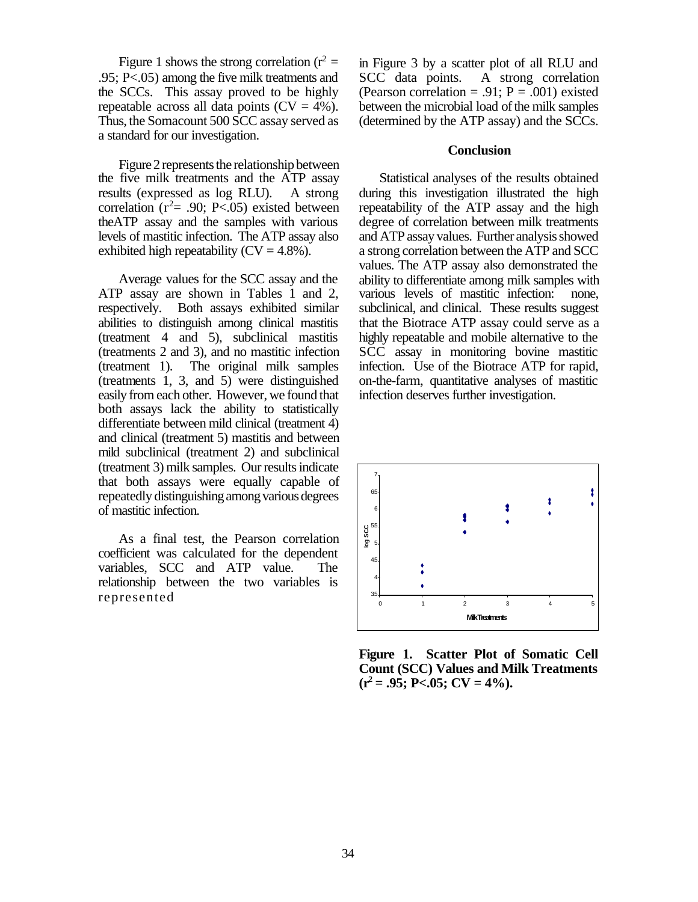Figure 1 shows the strong correlation ($r^2$ = .95; P<.05) among the five milk treatments and the SCCs. This assay proved to be highly repeatable across all data points (CV = 4%). Thus, the Somacount 500 SCC assay served as a standard for our investigation.

Figure 2 represents the relationship between the five milk treatments and the ATP assay results (expressed as log RLU). A strong correlation ($r^2$= .90; P<.05) existed between theATP assay and the samples with various levels of mastitic infection. The ATP assay also exhibited high repeatability (CV = 4.8%).

Average values for the SCC assay and the ATP assay are shown in Tables 1 and 2, respectively. Both assays exhibited similar abilities to distinguish among clinical mastitis (treatment 4 and 5), subclinical mastitis (treatments 2 and 3), and no mastitic infection (treatment 1). The original milk samples (treatments 1, 3, and 5) were distinguished easily from each other. However, we found that both assays lack the ability to statistically differentiate between mild clinical (treatment 4) and clinical (treatment 5) mastitis and between mild subclinical (treatment 2) and subclinical (treatment 3) milk samples. Our results indicate that both assays were equally capable of repeatedly distinguishing among various degrees of mastitic infection.

As a final test, the Pearson correlation coefficient was calculated for the dependent variables, SCC and ATP value. The relationship between the two variables is represented in Figure 3 by a scatter plot of all RLU and SCC data points. A strong correlation (Pearson correlation = .91; P = .001) existed between the microbial load of the milk samples (determined by the ATP assay) and the SCCs.

## Conclusion

Statistical analyses of the results obtained during this investigation illustrated the high repeatability of the ATP assay and the high degree of correlation between milk treatments and ATP assay values. Further analysis showed a strong correlation between the ATP and SCC values. The ATP assay also demonstrated the ability to differentiate among milk samples with various levels of mastitic infection: none, subclinical, and clinical. These results suggest that the Biotrace ATP assay could serve as a highly repeatable and mobile alternative to the SCC assay in monitoring bovine mastitic infection. Use of the Biotrace ATP for rapid, on-the-farm, quantitative analyses of mastitic infection deserves further investigation.

**Figure 1. Scatter Plot of Somatic Cell Count (SCC) Values and Milk Treatments ($r^2$ = .95; P<.05; CV = 4%).**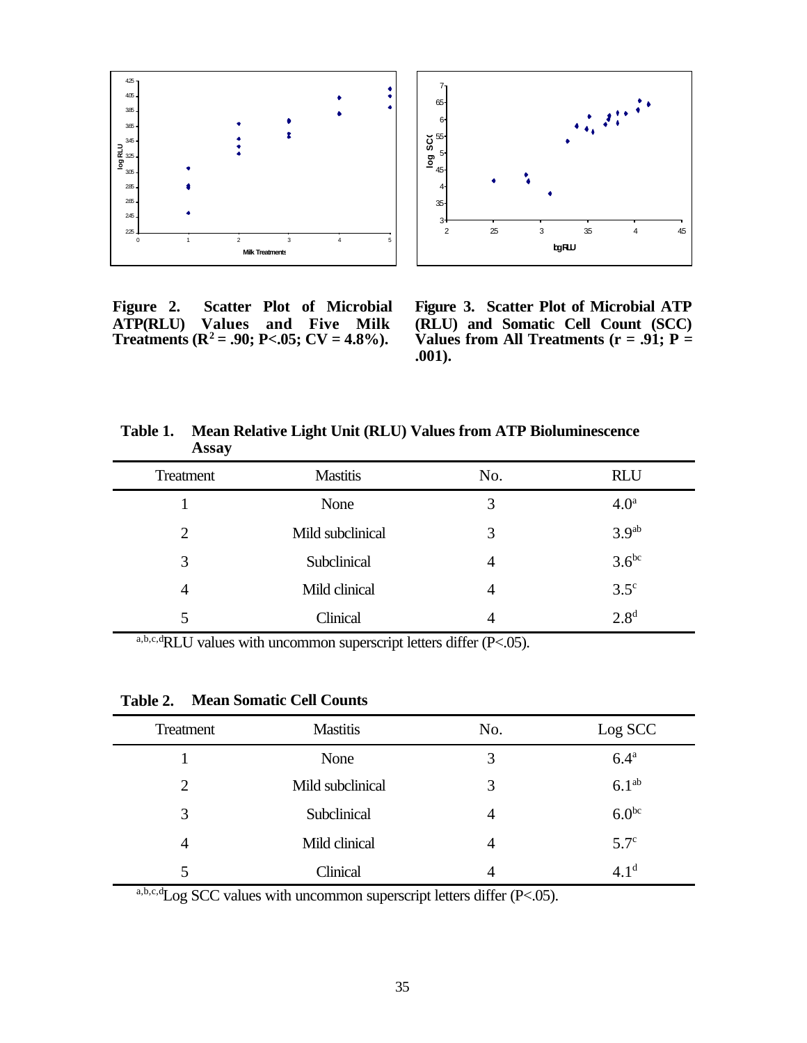425
405
385
365
345
325
305
285
265
245
225
log RLU
0 1 2 3 4 5
Milk Treatments

**Figure 2. Scatter Plot of Microbial ATP(RLU) Values and Five Milk Treatments ($R^2$ = .90; P<.05; CV = 4.8%).**

7
65
6
55
5
45
4
35
3
log SCC
2 25 3 35 4 45
log RLU

**Figure 3. Scatter Plot of Microbial ATP (RLU) and Somatic Cell Count (SCC) Values from All Treatments (r = .91; P = .001).**

**Table 1. Mean Relative Light Unit (RLU) Values from ATP Bioluminescence Assay**

| Treatment | Mastitis | No. | RLU |
|---|---|---|---|
| 1 | None | 3 | $4.0^{a}$ |
| 2 | Mild subclinical | 3 | $3.9^{ab}$ |
| 3 | Subclinical | 4 | $3.6^{bc}$ |
| 4 | Mild clinical | 4 | $3.5^{c}$ |
| 5 | Clinical | 4 | $2.8^{d}$ |

[a,b,c,d]RLU values with uncommon superscript letters differ (P<.05).

**Table 2. Mean Somatic Cell Counts**

| Treatment | Mastitis | No. | Log SCC |
|---|---|---|---|
| 1 | None | 3 | $6.4^{a}$ |
| 2 | Mild subclinical | 3 | $6.1^{ab}$ |
| 3 | Subclinical | 4 | $6.0^{bc}$ |
| 4 | Mild clinical | 4 | $5.7^{c}$ |
| 5 | Clinical | 4 | $4.1^{d}$ |

[a,b,c,d]Log SCC values with uncommon superscript letters differ (P<.05).